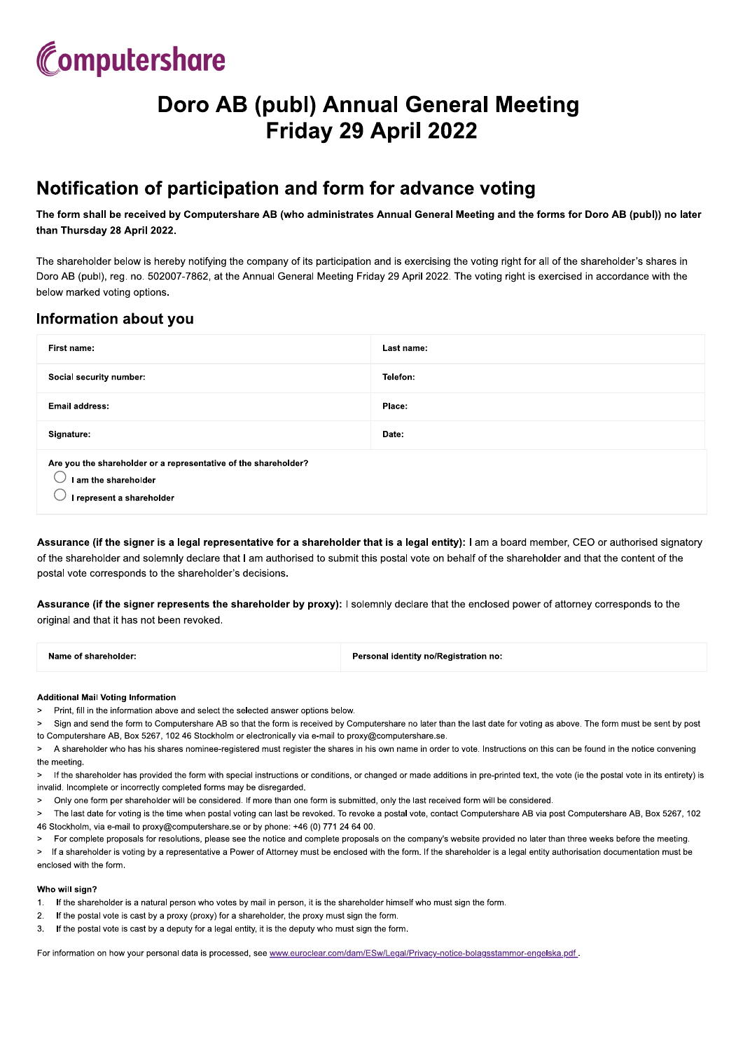Computershare

# Doro AB (publ) Annual General Meeting
# Friday 29 April 2022

## Notification of participation and form for advance voting

**The form shall be received by Computershare AB (who administrates Annual General Meeting and the forms for Doro AB (publ)) no later than Thursday 28 April 2022.**

The shareholder below is hereby notifying the company of its participation and is exercising the voting right for all of the shareholder's shares in Doro AB (publ), reg. no. 502007-7862, at the Annual General Meeting Friday 29 April 2022. The voting right is exercised in accordance with the below marked voting options.

### Information about you

| First name: | Last name: |
|---|---|
| Social security number: | Telefon: |
| Email address: | Place: |
| Signature: | Date: |

**Are you the shareholder or a representative of the shareholder?**

- ◯ I am the shareholder
- ◯ I represent a shareholder

**Assurance (if the signer is a legal representative for a shareholder that is a legal entity):** I am a board member, CEO or authorised signatory of the shareholder and solemnly declare that I am authorised to submit this postal vote on behalf of the shareholder and that the content of the postal vote corresponds to the shareholder's decisions.

**Assurance (if the signer represents the shareholder by proxy):** I solemnly declare that the enclosed power of attorney corresponds to the original and that it has not been revoked.

| Name of shareholder: | Personal identity no/Registration no: |
|---|---|

**Additional Mail Voting Information**

> Print, fill in the information above and select the selected answer options below.

> Sign and send the form to Computershare AB so that the form is received by Computershare no later than the last date for voting as above. The form must be sent by post to Computershare AB, Box 5267, 102 46 Stockholm or electronically via e-mail to proxy@computershare.se.

> A shareholder who has his shares nominee-registered must register the shares in his own name in order to vote. Instructions on this can be found in the notice convening the meeting.

> If the shareholder has provided the form with special instructions or conditions, or changed or made additions in pre-printed text, the vote (ie the postal vote in its entirety) is invalid. Incomplete or incorrectly completed forms may be disregarded.

> Only one form per shareholder will be considered. If more than one form is submitted, only the last received form will be considered.

> The last date for voting is the time when postal voting can last be revoked. To revoke a postal vote, contact Computershare AB via post Computershare AB, Box 5267, 102 46 Stockholm, via e-mail to proxy@computershare.se or by phone: +46 (0) 771 24 64 00.

> For complete proposals for resolutions, please see the notice and complete proposals on the company's website provided no later than three weeks before the meeting.

> If a shareholder is voting by a representative a Power of Attorney must be enclosed with the form. If the shareholder is a legal entity authorisation documentation must be enclosed with the form.

**Who will sign?**

1. If the shareholder is a natural person who votes by mail in person, it is the shareholder himself who must sign the form.
2. If the postal vote is cast by a proxy (proxy) for a shareholder, the proxy must sign the form.
3. If the postal vote is cast by a deputy for a legal entity, it is the deputy who must sign the form.

For information on how your personal data is processed, see www.euroclear.com/dam/ESw/Legal/Privacy-notice-bolagsstammor-engelska.pdf .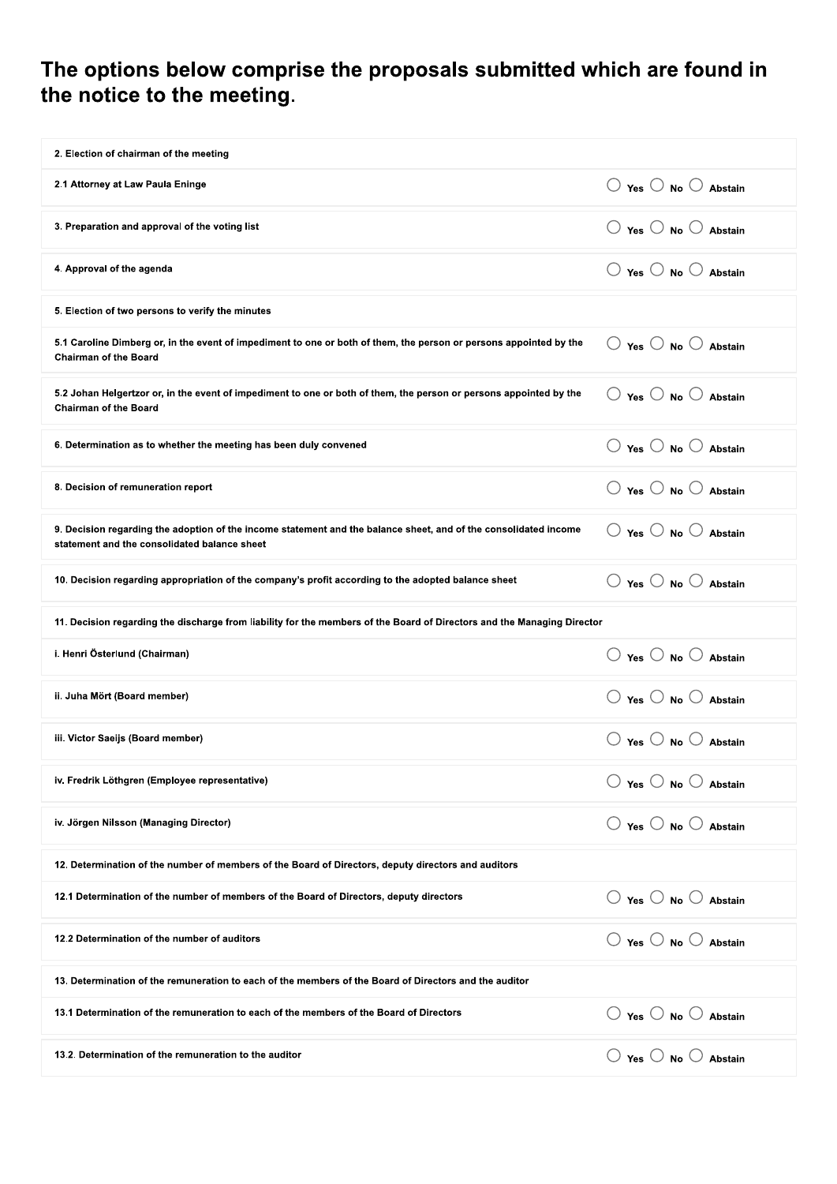# The options below comprise the proposals submitted which are found in the notice to the meeting.

| Item | Vote |
|---|---|
| **2. Election of chairman of the meeting** | |
| **2.1 Attorney at Law Paula Eninge** | ○ Yes ○ No ○ Abstain |
| **3. Preparation and approval of the voting list** | ○ Yes ○ No ○ Abstain |
| **4. Approval of the agenda** | ○ Yes ○ No ○ Abstain |
| **5. Election of two persons to verify the minutes** | |
| **5.1 Caroline Dimberg or, in the event of impediment to one or both of them, the person or persons appointed by the Chairman of the Board** | ○ Yes ○ No ○ Abstain |
| **5.2 Johan Helgertzor or, in the event of impediment to one or both of them, the person or persons appointed by the Chairman of the Board** | ○ Yes ○ No ○ Abstain |
| **6. Determination as to whether the meeting has been duly convened** | ○ Yes ○ No ○ Abstain |
| **8. Decision of remuneration report** | ○ Yes ○ No ○ Abstain |
| **9. Decision regarding the adoption of the income statement and the balance sheet, and of the consolidated income statement and the consolidated balance sheet** | ○ Yes ○ No ○ Abstain |
| **10. Decision regarding appropriation of the company's profit according to the adopted balance sheet** | ○ Yes ○ No ○ Abstain |
| **11. Decision regarding the discharge from liability for the members of the Board of Directors and the Managing Director** | |
| **i. Henri Österlund (Chairman)** | ○ Yes ○ No ○ Abstain |
| **ii. Juha Mört (Board member)** | ○ Yes ○ No ○ Abstain |
| **iii. Victor Saeijs (Board member)** | ○ Yes ○ No ○ Abstain |
| **iv. Fredrik Löthgren (Employee representative)** | ○ Yes ○ No ○ Abstain |
| **iv. Jörgen Nilsson (Managing Director)** | ○ Yes ○ No ○ Abstain |
| **12. Determination of the number of members of the Board of Directors, deputy directors and auditors** | |
| **12.1 Determination of the number of members of the Board of Directors, deputy directors** | ○ Yes ○ No ○ Abstain |
| **12.2 Determination of the number of auditors** | ○ Yes ○ No ○ Abstain |
| **13. Determination of the remuneration to each of the members of the Board of Directors and the auditor** | |
| **13.1 Determination of the remuneration to each of the members of the Board of Directors** | ○ Yes ○ No ○ Abstain |
| **13.2. Determination of the remuneration to the auditor** | ○ Yes ○ No ○ Abstain |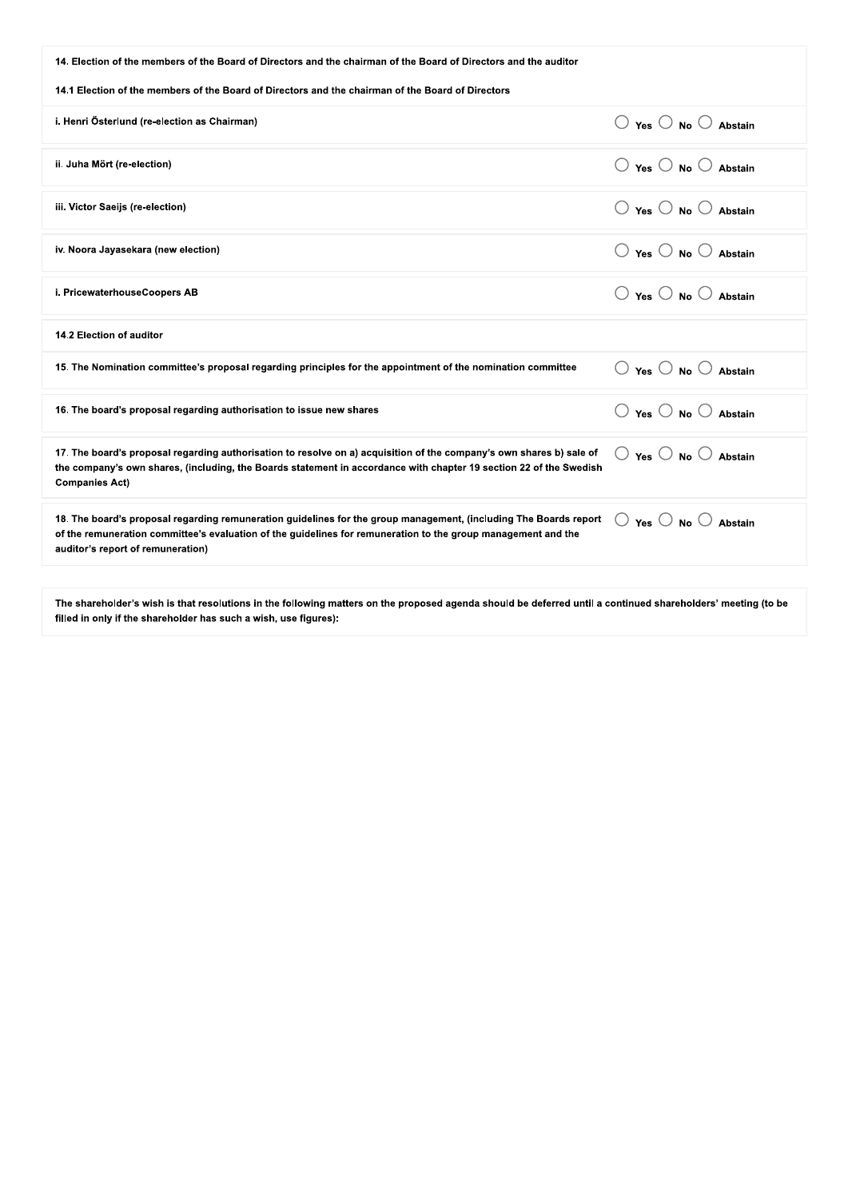**14. Election of the members of the Board of Directors and the chairman of the Board of Directors and the auditor**

**14.1 Election of the members of the Board of Directors and the chairman of the Board of Directors**

| | |
|---|---|
| **i. Henri Österlund (re-election as Chairman)** | ○ **Yes** ○ **No** ○ **Abstain** |
| **ii. Juha Mört (re-election)** | ○ **Yes** ○ **No** ○ **Abstain** |
| **iii. Victor Saeijs (re-election)** | ○ **Yes** ○ **No** ○ **Abstain** |
| **iv. Noora Jayasekara (new election)** | ○ **Yes** ○ **No** ○ **Abstain** |
| **i. PricewaterhouseCoopers AB** | ○ **Yes** ○ **No** ○ **Abstain** |

**14.2 Election of auditor**

| | |
|---|---|
| **15. The Nomination committee's proposal regarding principles for the appointment of the nomination committee** | ○ **Yes** ○ **No** ○ **Abstain** |
| **16. The board's proposal regarding authorisation to issue new shares** | ○ **Yes** ○ **No** ○ **Abstain** |
| **17. The board's proposal regarding authorisation to resolve on a) acquisition of the company's own shares b) sale of the company's own shares, (including, the Boards statement in accordance with chapter 19 section 22 of the Swedish Companies Act)** | ○ **Yes** ○ **No** ○ **Abstain** |
| **18. The board's proposal regarding remuneration guidelines for the group management, (including The Boards report of the remuneration committee's evaluation of the guidelines for remuneration to the group management and the auditor's report of remuneration)** | ○ **Yes** ○ **No** ○ **Abstain** |

**The shareholder's wish is that resolutions in the following matters on the proposed agenda should be deferred until a continued shareholders' meeting (to be filled in only if the shareholder has such a wish, use figures):**